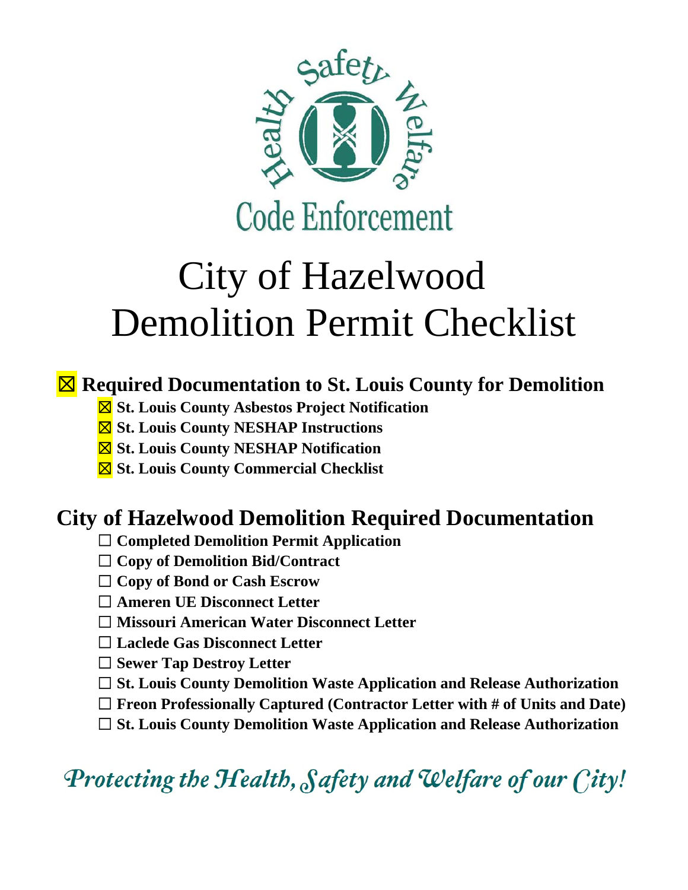Health Safety Welfare

Code Enforcement

# City of Hazelwood
# Demolition Permit Checklist

## ☒ Required Documentation to St. Louis County for Demolition

- ☒ **St. Louis County Asbestos Project Notification**
- ☒ **St. Louis County NESHAP Instructions**
- ☒ **St. Louis County NESHAP Notification**
- ☒ **St. Louis County Commercial Checklist**

## City of Hazelwood Demolition Required Documentation

- ☐ **Completed Demolition Permit Application**
- ☐ **Copy of Demolition Bid/Contract**
- ☐ **Copy of Bond or Cash Escrow**
- ☐ **Ameren UE Disconnect Letter**
- ☐ **Missouri American Water Disconnect Letter**
- ☐ **Laclede Gas Disconnect Letter**
- ☐ **Sewer Tap Destroy Letter**
- ☐ **St. Louis County Demolition Waste Application and Release Authorization**
- ☐ **Freon Professionally Captured (Contractor Letter with # of Units and Date)**
- ☐ **St. Louis County Demolition Waste Application and Release Authorization**

*Protecting the Health, Safety and Welfare of our City!*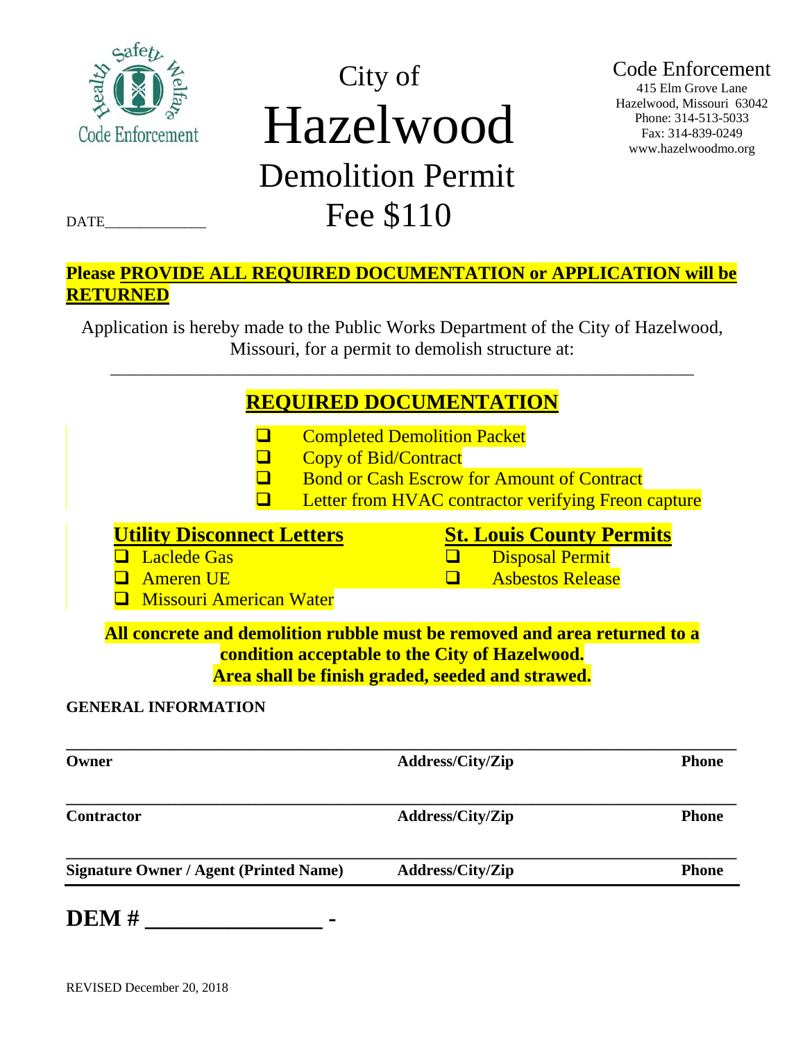Health Safety Welfare
Code Enforcement

# City of Hazelwood

## Demolition Permit

## Fee $110

**Code Enforcement**
415 Elm Grove Lane
Hazelwood, Missouri 63042
Phone: 314-513-5033
Fax: 314-839-0249
www.hazelwoodmo.org

DATE_____________

**Please PROVIDE ALL REQUIRED DOCUMENTATION or APPLICATION will be RETURNED**

Application is hereby made to the Public Works Department of the City of Hazelwood, Missouri, for a permit to demolish structure at:

_______________________________________________________________

## REQUIRED DOCUMENTATION

- ☐ Completed Demolition Packet
- ☐ Copy of Bid/Contract
- ☐ Bond or Cash Escrow for Amount of Contract
- ☐ Letter from HVAC contractor verifying Freon capture

**Utility Disconnect Letters**

- ☐ Laclede Gas
- ☐ Ameren UE
- ☐ Missouri American Water

**St. Louis County Permits**

- ☐ Disposal Permit
- ☐ Asbestos Release

**All concrete and demolition rubble must be removed and area returned to a condition acceptable to the City of Hazelwood. Area shall be finish graded, seeded and strawed.**

**GENERAL INFORMATION**

_______________________________________________________________
**Owner** **Address/City/Zip** **Phone**

_______________________________________________________________
**Contractor** **Address/City/Zip** **Phone**

_______________________________________________________________
**Signature Owner / Agent (Printed Name)** **Address/City/Zip** **Phone**

**DEM # _______________ -**

REVISED December 20, 2018